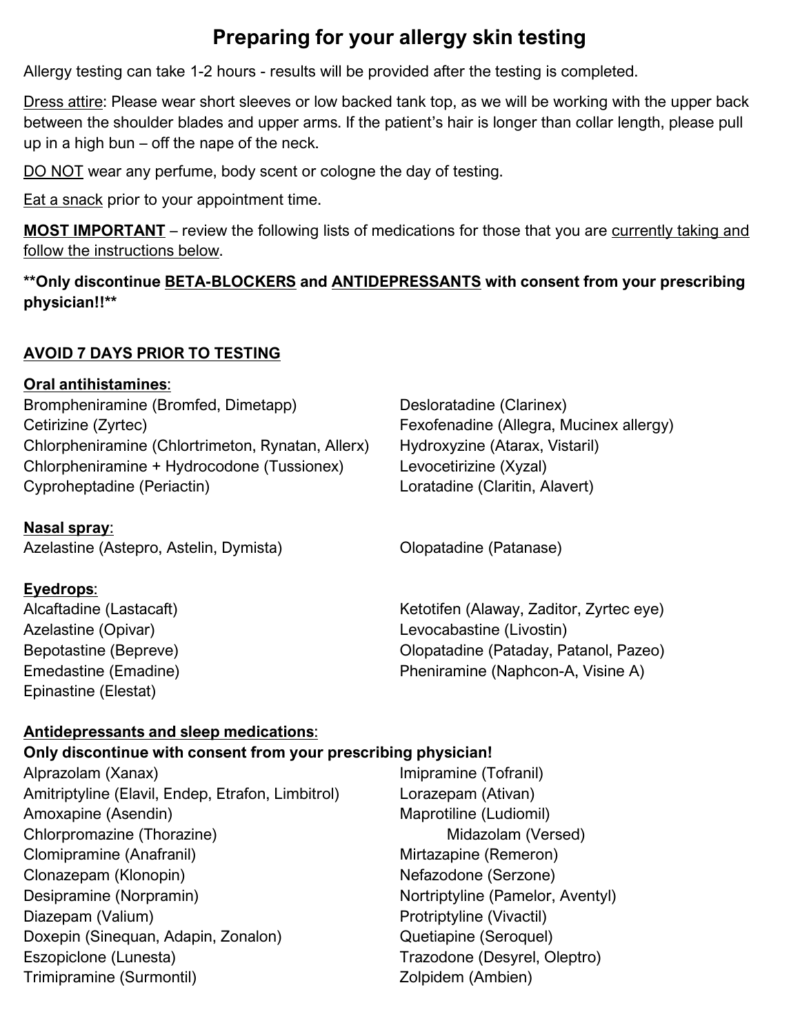# Preparing for your allergy skin testing

Allergy testing can take 1-2 hours - results will be provided after the testing is completed.

Dress attire: Please wear short sleeves or low backed tank top, as we will be working with the upper back between the shoulder blades and upper arms. If the patient's hair is longer than collar length, please pull up in a high bun – off the nape of the neck.

DO NOT wear any perfume, body scent or cologne the day of testing.

Eat a snack prior to your appointment time.

**MOST IMPORTANT** – review the following lists of medications for those that you are currently taking and follow the instructions below.

****Only discontinue BETA-BLOCKERS and ANTIDEPRESSANTS with consent from your prescribing physician!!****

## AVOID 7 DAYS PRIOR TO TESTING

### Oral antihistamines:

- Brompheniramine (Bromfed, Dimetapp)
- Cetirizine (Zyrtec)
- Chlorpheniramine (Chlortrimeton, Rynatan, Allerx)
- Chlorpheniramine + Hydrocodone (Tussionex)
- Cyproheptadine (Periactin)
- Desloratadine (Clarinex)
- Fexofenadine (Allegra, Mucinex allergy)
- Hydroxyzine (Atarax, Vistaril)
- Levocetirizine (Xyzal)
- Loratadine (Claritin, Alavert)

### Nasal spray:

- Azelastine (Astepro, Astelin, Dymista)
- Olopatadine (Patanase)

### Eyedrops:

- Alcaftadine (Lastacaft)
- Azelastine (Opivar)
- Bepotastine (Bepreve)
- Emedastine (Emadine)
- Epinastine (Elestat)
- Ketotifen (Alaway, Zaditor, Zyrtec eye)
- Levocabastine (Livostin)
- Olopatadine (Pataday, Patanol, Pazeo)
- Pheniramine (Naphcon-A, Visine A)

### Antidepressants and sleep medications:

**Only discontinue with consent from your prescribing physician!**

- Alprazolam (Xanax)
- Amitriptyline (Elavil, Endep, Etrafon, Limbitrol)
- Amoxapine (Asendin)
- Chlorpromazine (Thorazine)
- Clomipramine (Anafranil)
- Clonazepam (Klonopin)
- Desipramine (Norpramin)
- Diazepam (Valium)
- Doxepin (Sinequan, Adapin, Zonalon)
- Eszopiclone (Lunesta)
- Trimipramine (Surmontil)
- Imipramine (Tofranil)
- Lorazepam (Ativan)
- Maprotiline (Ludiomil)
- Midazolam (Versed)
- Mirtazapine (Remeron)
- Nefazodone (Serzone)
- Nortriptyline (Pamelor, Aventyl)
- Protriptyline (Vivactil)
- Quetiapine (Seroquel)
- Trazodone (Desyrel, Oleptro)
- Zolpidem (Ambien)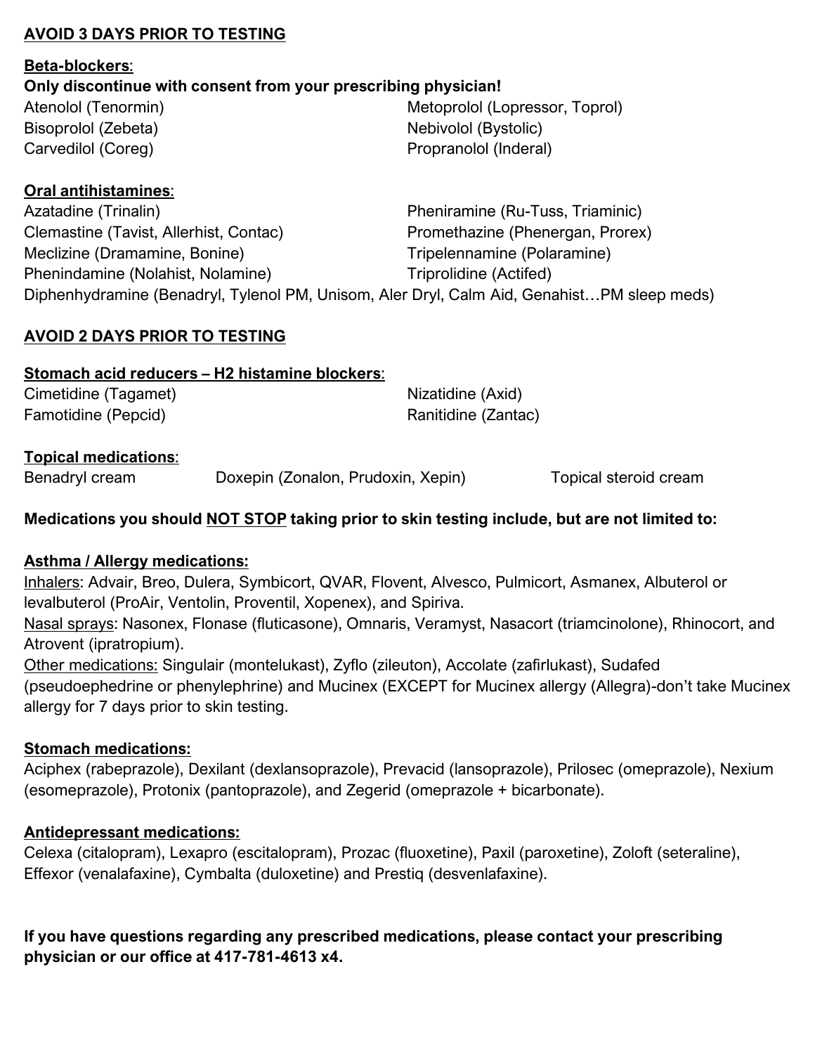**AVOID 3 DAYS PRIOR TO TESTING**

**Beta-blockers**:

**Only discontinue with consent from your prescribing physician!**

Atenolol (Tenormin)
Bisoprolol (Zebeta)
Carvedilol (Coreg)
Metoprolol (Lopressor, Toprol)
Nebivolol (Bystolic)
Propranolol (Inderal)

**Oral antihistamines**:

Azatadine (Trinalin)
Clemastine (Tavist, Allerhist, Contac)
Meclizine (Dramamine, Bonine)
Phenindamine (Nolahist, Nolamine)
Pheniramine (Ru-Tuss, Triaminic)
Promethazine (Phenergan, Prorex)
Tripelennamine (Polaramine)
Triprolidine (Actifed)
Diphenhydramine (Benadryl, Tylenol PM, Unisom, Aler Dryl, Calm Aid, Genahist…PM sleep meds)

**AVOID 2 DAYS PRIOR TO TESTING**

**Stomach acid reducers – H2 histamine blockers**:

Cimetidine (Tagamet)
Famotidine (Pepcid)
Nizatidine (Axid)
Ranitidine (Zantac)

**Topical medications**:

Benadryl cream
Doxepin (Zonalon, Prudoxin, Xepin)
Topical steroid cream

**Medications you should NOT STOP taking prior to skin testing include, but are not limited to:**

**Asthma / Allergy medications:**

Inhalers: Advair, Breo, Dulera, Symbicort, QVAR, Flovent, Alvesco, Pulmicort, Asmanex, Albuterol or levalbuterol (ProAir, Ventolin, Proventil, Xopenex), and Spiriva.

Nasal sprays: Nasonex, Flonase (fluticasone), Omnaris, Veramyst, Nasacort (triamcinolone), Rhinocort, and Atrovent (ipratropium).

Other medications: Singulair (montelukast), Zyflo (zileuton), Accolate (zafirlukast), Sudafed (pseudoephedrine or phenylephrine) and Mucinex (EXCEPT for Mucinex allergy (Allegra)-don't take Mucinex allergy for 7 days prior to skin testing.

**Stomach medications:**

Aciphex (rabeprazole), Dexilant (dexlansoprazole), Prevacid (lansoprazole), Prilosec (omeprazole), Nexium (esomeprazole), Protonix (pantoprazole), and Zegerid (omeprazole + bicarbonate).

**Antidepressant medications:**

Celexa (citalopram), Lexapro (escitalopram), Prozac (fluoxetine), Paxil (paroxetine), Zoloft (seteraline), Effexor (venalafaxine), Cymbalta (duloxetine) and Prestiq (desvenlafaxine).

**If you have questions regarding any prescribed medications, please contact your prescribing physician or our office at 417-781-4613 x4.**